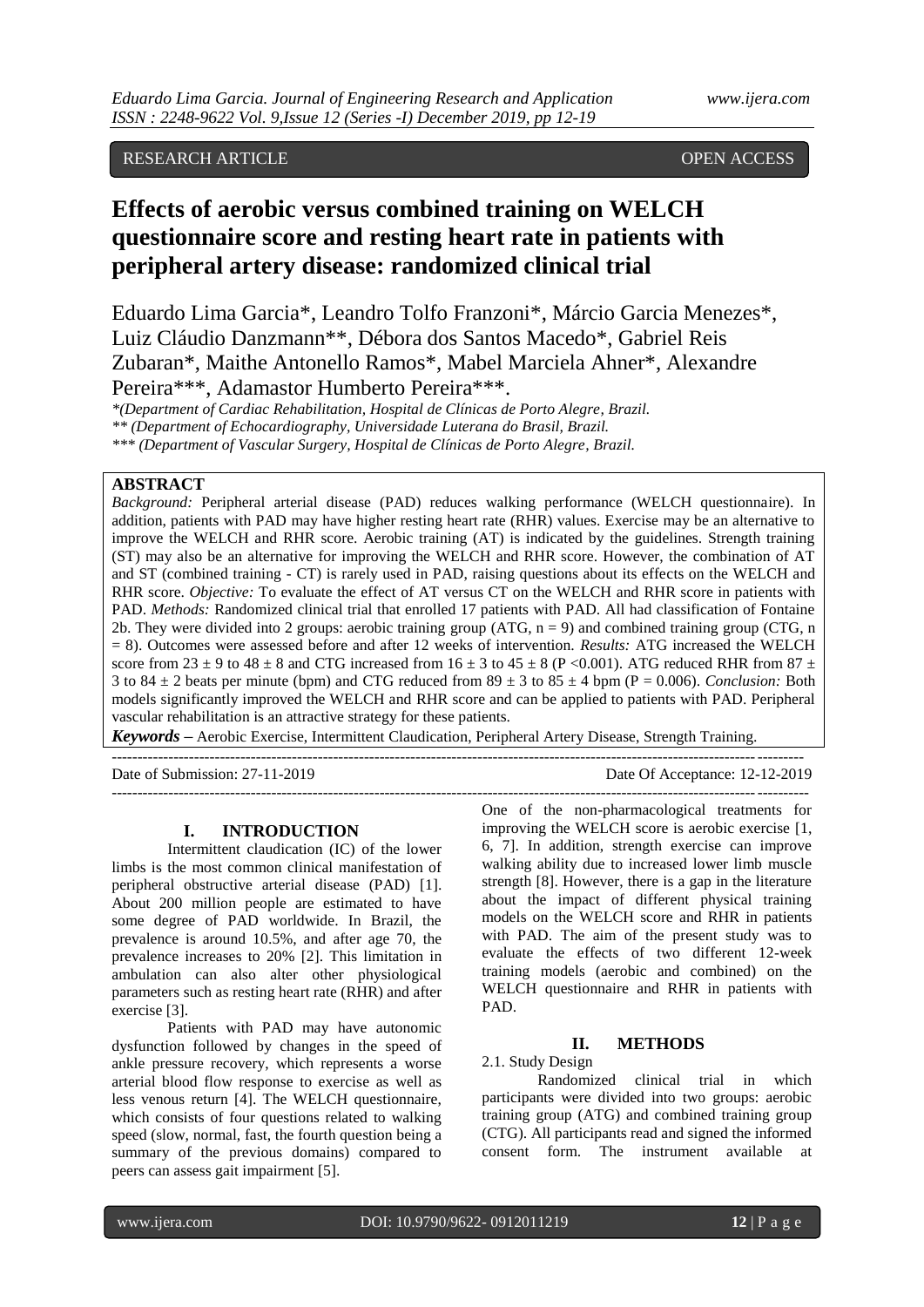RESEARCH ARTICLE OPEN ACCESS

# Effects of aerobic versus combined training on WELCH questionnaire score and resting heart rate in patients with peripheral artery disease: randomized clinical trial

Eduardo Lima Garcia*, Leandro Tolfo Franzoni*, Márcio Garcia Menezes*, Luiz Cláudio Danzmann**, Débora dos Santos Macedo*, Gabriel Reis Zubaran*, Maithe Antonello Ramos*, Mabel Marciela Ahner*, Alexandre Pereira***, Adamastor Humberto Pereira***.

*\*(Department of Cardiac Rehabilitation, Hospital de Clínicas de Porto Alegre, Brazil.*
*\*\* (Department of Echocardiography, Universidade Luterana do Brasil, Brazil.*
*\*\*\* (Department of Vascular Surgery, Hospital de Clínicas de Porto Alegre, Brazil.*

## ABSTRACT

*Background:* Peripheral arterial disease (PAD) reduces walking performance (WELCH questionnaire). In addition, patients with PAD may have higher resting heart rate (RHR) values. Exercise may be an alternative to improve the WELCH and RHR score. Aerobic training (AT) is indicated by the guidelines. Strength training (ST) may also be an alternative for improving the WELCH and RHR score. However, the combination of AT and ST (combined training - CT) is rarely used in PAD, raising questions about its effects on the WELCH and RHR score. *Objective:* To evaluate the effect of AT versus CT on the WELCH and RHR score in patients with PAD. *Methods:* Randomized clinical trial that enrolled 17 patients with PAD. All had classification of Fontaine 2b. They were divided into 2 groups: aerobic training group (ATG, n = 9) and combined training group (CTG, n = 8). Outcomes were assessed before and after 12 weeks of intervention. *Results:* ATG increased the WELCH score from 23 ± 9 to 48 ± 8 and CTG increased from 16 ± 3 to 45 ± 8 (P <0.001). ATG reduced RHR from 87 ± 3 to 84 ± 2 beats per minute (bpm) and CTG reduced from 89 ± 3 to 85 ± 4 bpm (P = 0.006). *Conclusion:* Both models significantly improved the WELCH and RHR score and can be applied to patients with PAD. Peripheral vascular rehabilitation is an attractive strategy for these patients.

***Keywords*** **–** Aerobic Exercise, Intermittent Claudication, Peripheral Artery Disease, Strength Training.

Date of Submission: 27-11-2019 Date Of Acceptance: 12-12-2019

## I. INTRODUCTION

Intermittent claudication (IC) of the lower limbs is the most common clinical manifestation of peripheral obstructive arterial disease (PAD) [1]. About 200 million people are estimated to have some degree of PAD worldwide. In Brazil, the prevalence is around 10.5%, and after age 70, the prevalence increases to 20% [2]. This limitation in ambulation can also alter other physiological parameters such as resting heart rate (RHR) and after exercise [3].

Patients with PAD may have autonomic dysfunction followed by changes in the speed of ankle pressure recovery, which represents a worse arterial blood flow response to exercise as well as less venous return [4]. The WELCH questionnaire, which consists of four questions related to walking speed (slow, normal, fast, the fourth question being a summary of the previous domains) compared to peers can assess gait impairment [5].

One of the non-pharmacological treatments for improving the WELCH score is aerobic exercise [1, 6, 7]. In addition, strength exercise can improve walking ability due to increased lower limb muscle strength [8]. However, there is a gap in the literature about the impact of different physical training models on the WELCH score and RHR in patients with PAD. The aim of the present study was to evaluate the effects of two different 12-week training models (aerobic and combined) on the WELCH questionnaire and RHR in patients with PAD.

## II. METHODS

### 2.1. Study Design

Randomized clinical trial in which participants were divided into two groups: aerobic training group (ATG) and combined training group (CTG). All participants read and signed the informed consent form. The instrument available at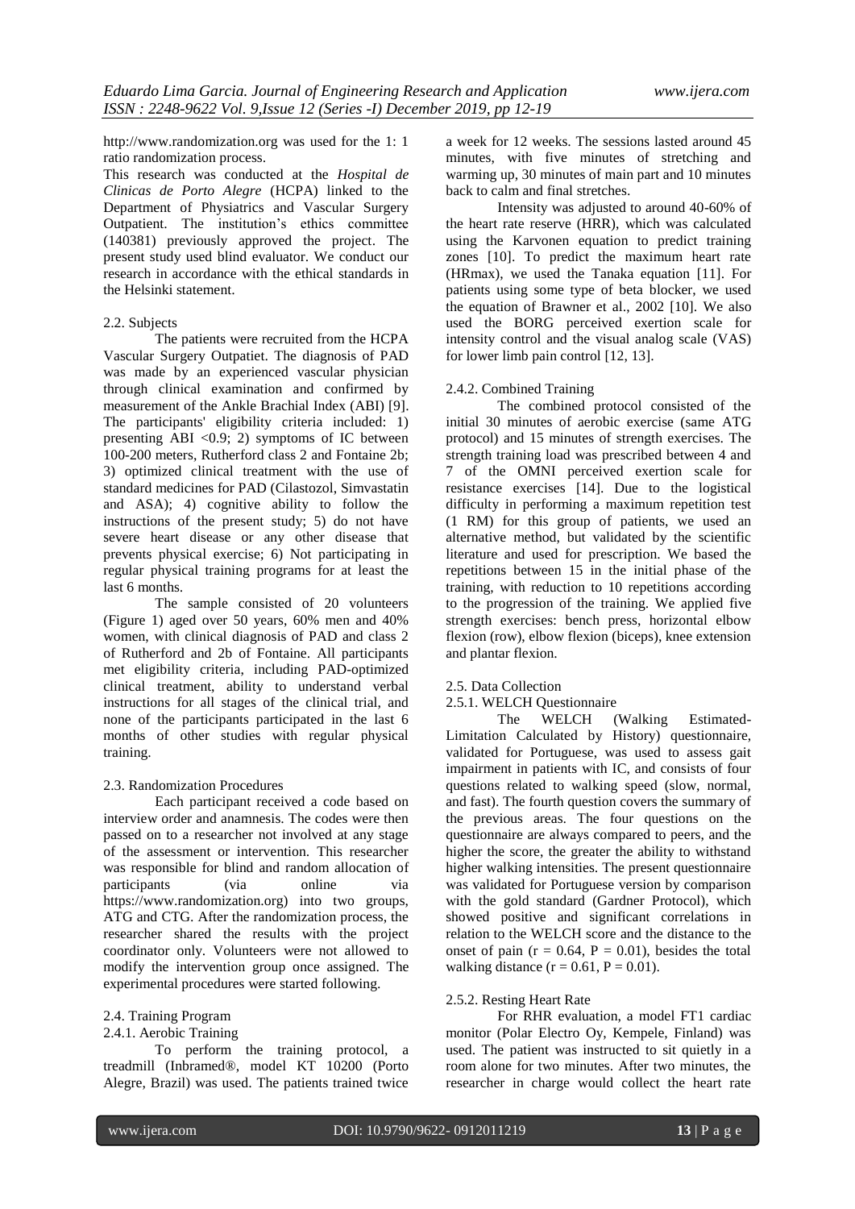http://www.randomization.org was used for the 1: 1 ratio randomization process.

This research was conducted at the *Hospital de Clinicas de Porto Alegre* (HCPA) linked to the Department of Physiatrics and Vascular Surgery Outpatient. The institution's ethics committee (140381) previously approved the project. The present study used blind evaluator. We conduct our research in accordance with the ethical standards in the Helsinki statement.

### 2.2. Subjects

The patients were recruited from the HCPA Vascular Surgery Outpatiet. The diagnosis of PAD was made by an experienced vascular physician through clinical examination and confirmed by measurement of the Ankle Brachial Index (ABI) [9]. The participants' eligibility criteria included: 1) presenting ABI <0.9; 2) symptoms of IC between 100-200 meters, Rutherford class 2 and Fontaine 2b; 3) optimized clinical treatment with the use of standard medicines for PAD (Cilastozol, Simvastatin and ASA); 4) cognitive ability to follow the instructions of the present study; 5) do not have severe heart disease or any other disease that prevents physical exercise; 6) Not participating in regular physical training programs for at least the last 6 months.

The sample consisted of 20 volunteers (Figure 1) aged over 50 years, 60% men and 40% women, with clinical diagnosis of PAD and class 2 of Rutherford and 2b of Fontaine. All participants met eligibility criteria, including PAD-optimized clinical treatment, ability to understand verbal instructions for all stages of the clinical trial, and none of the participants participated in the last 6 months of other studies with regular physical training.

### 2.3. Randomization Procedures

Each participant received a code based on interview order and anamnesis. The codes were then passed on to a researcher not involved at any stage of the assessment or intervention. This researcher was responsible for blind and random allocation of participants (via online via https://www.randomization.org) into two groups, ATG and CTG. After the randomization process, the researcher shared the results with the project coordinator only. Volunteers were not allowed to modify the intervention group once assigned. The experimental procedures were started following.

### 2.4. Training Program

#### 2.4.1. Aerobic Training

To perform the training protocol, a treadmill (Inbramed®, model KT 10200 (Porto Alegre, Brazil) was used. The patients trained twice a week for 12 weeks. The sessions lasted around 45 minutes, with five minutes of stretching and warming up, 30 minutes of main part and 10 minutes back to calm and final stretches.

Intensity was adjusted to around 40-60% of the heart rate reserve (HRR), which was calculated using the Karvonen equation to predict training zones [10]. To predict the maximum heart rate (HRmax), we used the Tanaka equation [11]. For patients using some type of beta blocker, we used the equation of Brawner et al., 2002 [10]. We also used the BORG perceived exertion scale for intensity control and the visual analog scale (VAS) for lower limb pain control [12, 13].

#### 2.4.2. Combined Training

The combined protocol consisted of the initial 30 minutes of aerobic exercise (same ATG protocol) and 15 minutes of strength exercises. The strength training load was prescribed between 4 and 7 of the OMNI perceived exertion scale for resistance exercises [14]. Due to the logistical difficulty in performing a maximum repetition test (1 RM) for this group of patients, we used an alternative method, but validated by the scientific literature and used for prescription. We based the repetitions between 15 in the initial phase of the training, with reduction to 10 repetitions according to the progression of the training. We applied five strength exercises: bench press, horizontal elbow flexion (row), elbow flexion (biceps), knee extension and plantar flexion.

### 2.5. Data Collection

#### 2.5.1. WELCH Questionnaire

The WELCH (Walking Estimated-Limitation Calculated by History) questionnaire, validated for Portuguese, was used to assess gait impairment in patients with IC, and consists of four questions related to walking speed (slow, normal, and fast). The fourth question covers the summary of the previous areas. The four questions on the questionnaire are always compared to peers, and the higher the score, the greater the ability to withstand higher walking intensities. The present questionnaire was validated for Portuguese version by comparison with the gold standard (Gardner Protocol), which showed positive and significant correlations in relation to the WELCH score and the distance to the onset of pain ($r = 0.64$, $P = 0.01$), besides the total walking distance ($r = 0.61$, $P = 0.01$).

#### 2.5.2. Resting Heart Rate

For RHR evaluation, a model FT1 cardiac monitor (Polar Electro Oy, Kempele, Finland) was used. The patient was instructed to sit quietly in a room alone for two minutes. After two minutes, the researcher in charge would collect the heart rate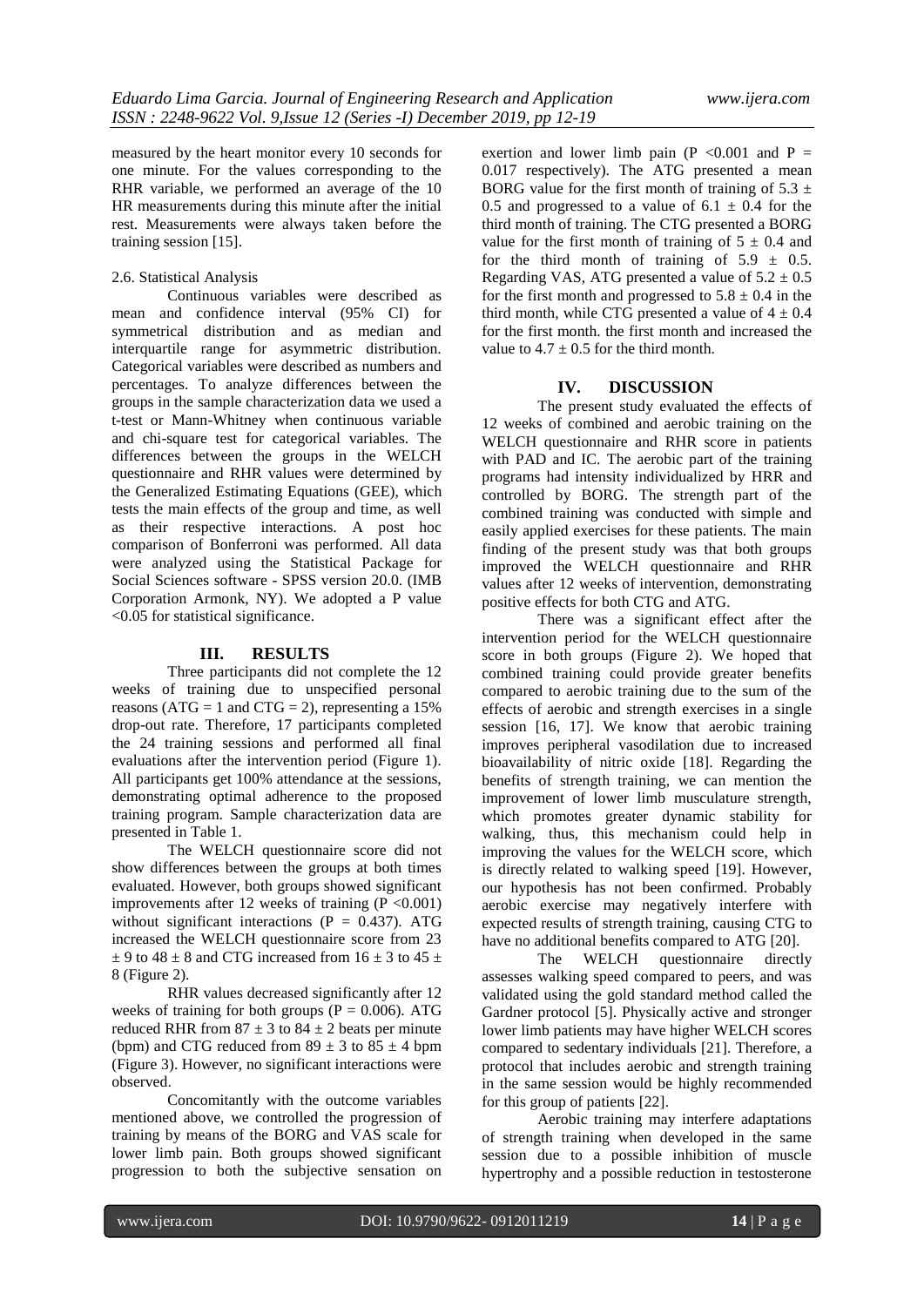measured by the heart monitor every 10 seconds for one minute. For the values corresponding to the RHR variable, we performed an average of the 10 HR measurements during this minute after the initial rest. Measurements were always taken before the training session [15].

2.6. Statistical Analysis

Continuous variables were described as mean and confidence interval (95% CI) for symmetrical distribution and as median and interquartile range for asymmetric distribution. Categorical variables were described as numbers and percentages. To analyze differences between the groups in the sample characterization data we used a t-test or Mann-Whitney when continuous variable and chi-square test for categorical variables. The differences between the groups in the WELCH questionnaire and RHR values were determined by the Generalized Estimating Equations (GEE), which tests the main effects of the group and time, as well as their respective interactions. A post hoc comparison of Bonferroni was performed. All data were analyzed using the Statistical Package for Social Sciences software - SPSS version 20.0. (IMB Corporation Armonk, NY). We adopted a P value <0.05 for statistical significance.

## III. RESULTS

Three participants did not complete the 12 weeks of training due to unspecified personal reasons (ATG = 1 and CTG = 2), representing a 15% drop-out rate. Therefore, 17 participants completed the 24 training sessions and performed all final evaluations after the intervention period (Figure 1). All participants get 100% attendance at the sessions, demonstrating optimal adherence to the proposed training program. Sample characterization data are presented in Table 1.

The WELCH questionnaire score did not show differences between the groups at both times evaluated. However, both groups showed significant improvements after 12 weeks of training ($P < 0.001$) without significant interactions ($P = 0.437$). ATG increased the WELCH questionnaire score from $23 \pm 9$ to $48 \pm 8$ and CTG increased from $16 \pm 3$ to $45 \pm 8$ (Figure 2).

RHR values decreased significantly after 12 weeks of training for both groups ($P = 0.006$). ATG reduced RHR from $87 \pm 3$ to $84 \pm 2$ beats per minute (bpm) and CTG reduced from $89 \pm 3$ to $85 \pm 4$ bpm (Figure 3). However, no significant interactions were observed.

Concomitantly with the outcome variables mentioned above, we controlled the progression of training by means of the BORG and VAS scale for lower limb pain. Both groups showed significant progression to both the subjective sensation on exertion and lower limb pain ($P < 0.001$ and $P = 0.017$ respectively). The ATG presented a mean BORG value for the first month of training of $5.3 \pm 0.5$ and progressed to a value of $6.1 \pm 0.4$ for the third month of training. The CTG presented a BORG value for the first month of training of $5 \pm 0.4$ and for the third month of training of $5.9 \pm 0.5$. Regarding VAS, ATG presented a value of $5.2 \pm 0.5$ for the first month and progressed to $5.8 \pm 0.4$ in the third month, while CTG presented a value of $4 \pm 0.4$ for the first month. the first month and increased the value to $4.7 \pm 0.5$ for the third month.

## IV. DISCUSSION

The present study evaluated the effects of 12 weeks of combined and aerobic training on the WELCH questionnaire and RHR score in patients with PAD and IC. The aerobic part of the training programs had intensity individualized by HRR and controlled by BORG. The strength part of the combined training was conducted with simple and easily applied exercises for these patients. The main finding of the present study was that both groups improved the WELCH questionnaire and RHR values after 12 weeks of intervention, demonstrating positive effects for both CTG and ATG.

There was a significant effect after the intervention period for the WELCH questionnaire score in both groups (Figure 2). We hoped that combined training could provide greater benefits compared to aerobic training due to the sum of the effects of aerobic and strength exercises in a single session [16, 17]. We know that aerobic training improves peripheral vasodilation due to increased bioavailability of nitric oxide [18]. Regarding the benefits of strength training, we can mention the improvement of lower limb musculature strength, which promotes greater dynamic stability for walking, thus, this mechanism could help in improving the values for the WELCH score, which is directly related to walking speed [19]. However, our hypothesis has not been confirmed. Probably aerobic exercise may negatively interfere with expected results of strength training, causing CTG to have no additional benefits compared to ATG [20].

The WELCH questionnaire directly assesses walking speed compared to peers, and was validated using the gold standard method called the Gardner protocol [5]. Physically active and stronger lower limb patients may have higher WELCH scores compared to sedentary individuals [21]. Therefore, a protocol that includes aerobic and strength training in the same session would be highly recommended for this group of patients [22].

Aerobic training may interfere adaptations of strength training when developed in the same session due to a possible inhibition of muscle hypertrophy and a possible reduction in testosterone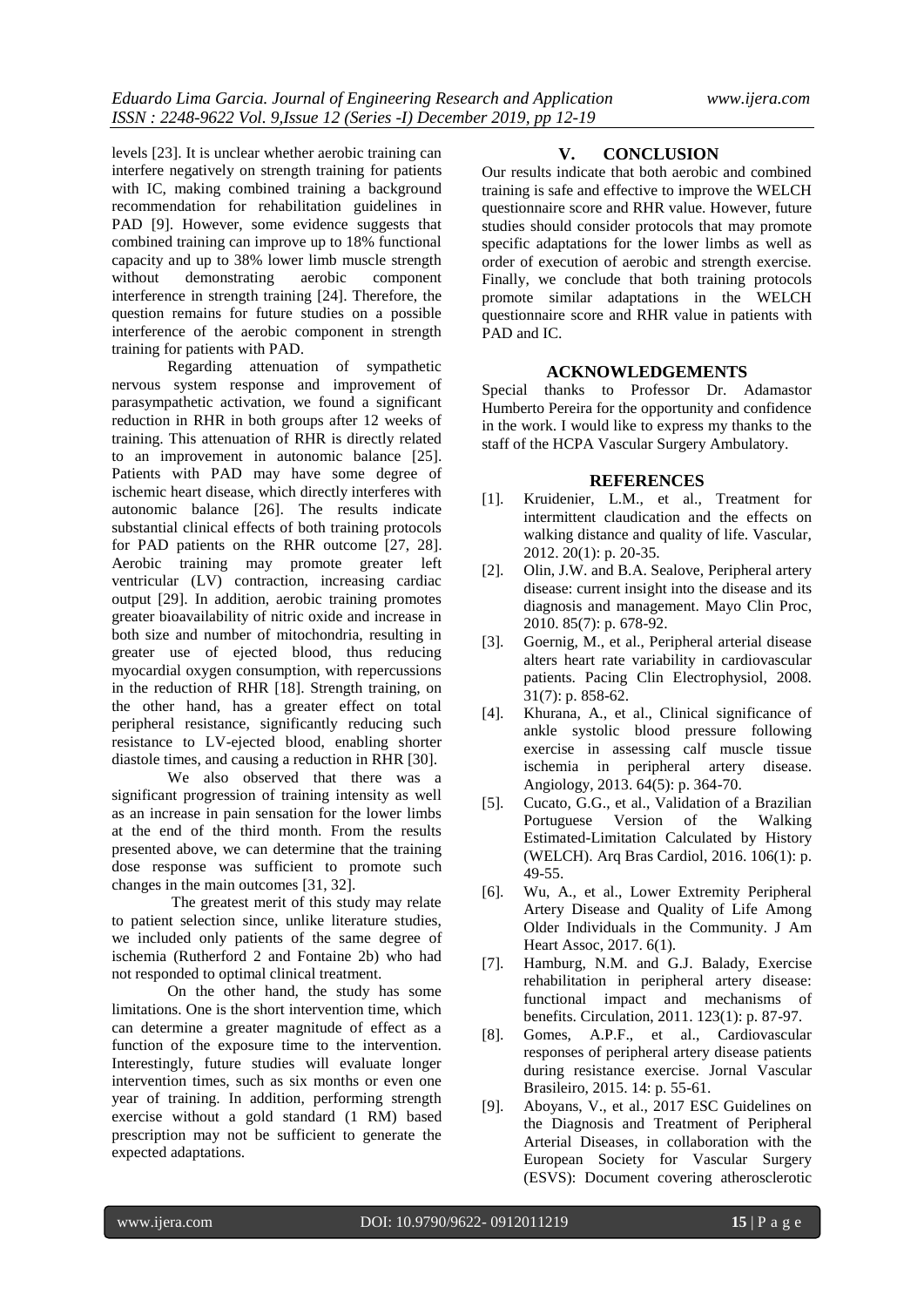levels [23]. It is unclear whether aerobic training can interfere negatively on strength training for patients with IC, making combined training a background recommendation for rehabilitation guidelines in PAD [9]. However, some evidence suggests that combined training can improve up to 18% functional capacity and up to 38% lower limb muscle strength without demonstrating aerobic component interference in strength training [24]. Therefore, the question remains for future studies on a possible interference of the aerobic component in strength training for patients with PAD.

Regarding attenuation of sympathetic nervous system response and improvement of parasympathetic activation, we found a significant reduction in RHR in both groups after 12 weeks of training. This attenuation of RHR is directly related to an improvement in autonomic balance [25]. Patients with PAD may have some degree of ischemic heart disease, which directly interferes with autonomic balance [26]. The results indicate substantial clinical effects of both training protocols for PAD patients on the RHR outcome [27, 28]. Aerobic training may promote greater left ventricular (LV) contraction, increasing cardiac output [29]. In addition, aerobic training promotes greater bioavailability of nitric oxide and increase in both size and number of mitochondria, resulting in greater use of ejected blood, thus reducing myocardial oxygen consumption, with repercussions in the reduction of RHR [18]. Strength training, on the other hand, has a greater effect on total peripheral resistance, significantly reducing such resistance to LV-ejected blood, enabling shorter diastole times, and causing a reduction in RHR [30].

We also observed that there was a significant progression of training intensity as well as an increase in pain sensation for the lower limbs at the end of the third month. From the results presented above, we can determine that the training dose response was sufficient to promote such changes in the main outcomes [31, 32].

The greatest merit of this study may relate to patient selection since, unlike literature studies, we included only patients of the same degree of ischemia (Rutherford 2 and Fontaine 2b) who had not responded to optimal clinical treatment.

On the other hand, the study has some limitations. One is the short intervention time, which can determine a greater magnitude of effect as a function of the exposure time to the intervention. Interestingly, future studies will evaluate longer intervention times, such as six months or even one year of training. In addition, performing strength exercise without a gold standard (1 RM) based prescription may not be sufficient to generate the expected adaptations.

## V. CONCLUSION

Our results indicate that both aerobic and combined training is safe and effective to improve the WELCH questionnaire score and RHR value. However, future studies should consider protocols that may promote specific adaptations for the lower limbs as well as order of execution of aerobic and strength exercise. Finally, we conclude that both training protocols promote similar adaptations in the WELCH questionnaire score and RHR value in patients with PAD and IC.

## ACKNOWLEDGEMENTS

Special thanks to Professor Dr. Adamastor Humberto Pereira for the opportunity and confidence in the work. I would like to express my thanks to the staff of the HCPA Vascular Surgery Ambulatory.

## REFERENCES

[1]. Kruidenier, L.M., et al., Treatment for intermittent claudication and the effects on walking distance and quality of life. Vascular, 2012. 20(1): p. 20-35.

[2]. Olin, J.W. and B.A. Sealove, Peripheral artery disease: current insight into the disease and its diagnosis and management. Mayo Clin Proc, 2010. 85(7): p. 678-92.

[3]. Goernig, M., et al., Peripheral arterial disease alters heart rate variability in cardiovascular patients. Pacing Clin Electrophysiol, 2008. 31(7): p. 858-62.

[4]. Khurana, A., et al., Clinical significance of ankle systolic blood pressure following exercise in assessing calf muscle tissue ischemia in peripheral artery disease. Angiology, 2013. 64(5): p. 364-70.

[5]. Cucato, G.G., et al., Validation of a Brazilian Portuguese Version of the Walking Estimated-Limitation Calculated by History (WELCH). Arq Bras Cardiol, 2016. 106(1): p. 49-55.

[6]. Wu, A., et al., Lower Extremity Peripheral Artery Disease and Quality of Life Among Older Individuals in the Community. J Am Heart Assoc, 2017. 6(1).

[7]. Hamburg, N.M. and G.J. Balady, Exercise rehabilitation in peripheral artery disease: functional impact and mechanisms of benefits. Circulation, 2011. 123(1): p. 87-97.

[8]. Gomes, A.P.F., et al., Cardiovascular responses of peripheral artery disease patients during resistance exercise. Jornal Vascular Brasileiro, 2015. 14: p. 55-61.

[9]. Aboyans, V., et al., 2017 ESC Guidelines on the Diagnosis and Treatment of Peripheral Arterial Diseases, in collaboration with the European Society for Vascular Surgery (ESVS): Document covering atherosclerotic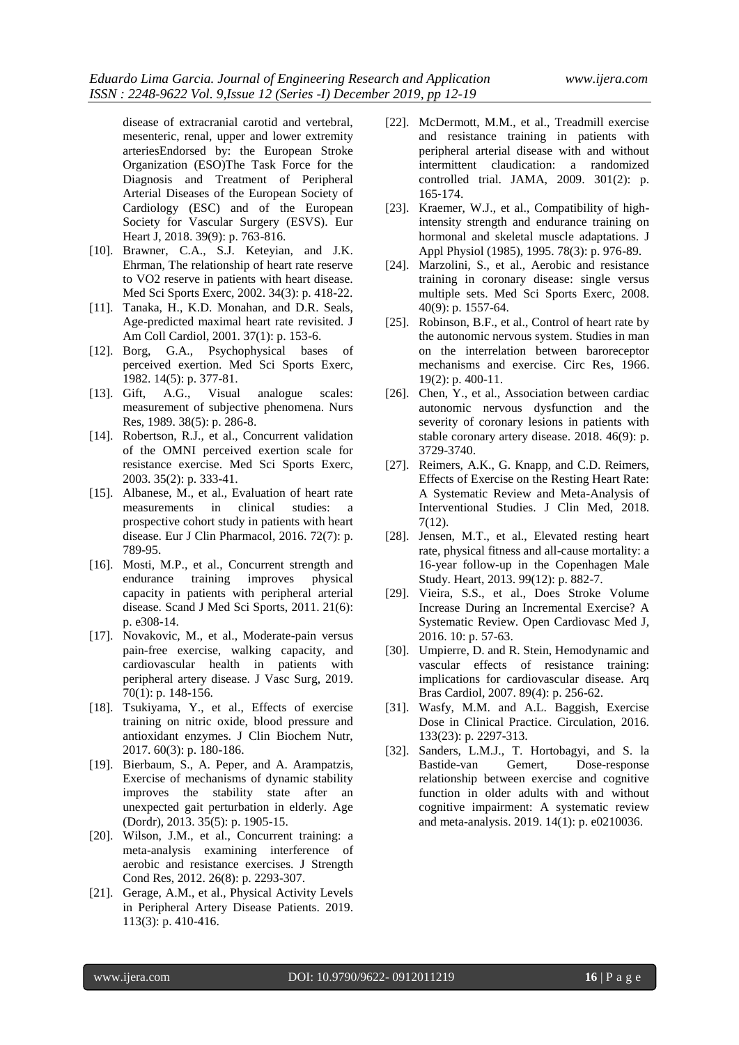disease of extracranial carotid and vertebral, mesenteric, renal, upper and lower extremity arteriesEndorsed by: the European Stroke Organization (ESO)The Task Force for the Diagnosis and Treatment of Peripheral Arterial Diseases of the European Society of Cardiology (ESC) and of the European Society for Vascular Surgery (ESVS). Eur Heart J, 2018. 39(9): p. 763-816.

[10]. Brawner, C.A., S.J. Keteyian, and J.K. Ehrman, The relationship of heart rate reserve to VO2 reserve in patients with heart disease. Med Sci Sports Exerc, 2002. 34(3): p. 418-22.

[11]. Tanaka, H., K.D. Monahan, and D.R. Seals, Age-predicted maximal heart rate revisited. J Am Coll Cardiol, 2001. 37(1): p. 153-6.

[12]. Borg, G.A., Psychophysical bases of perceived exertion. Med Sci Sports Exerc, 1982. 14(5): p. 377-81.

[13]. Gift, A.G., Visual analogue scales: measurement of subjective phenomena. Nurs Res, 1989. 38(5): p. 286-8.

[14]. Robertson, R.J., et al., Concurrent validation of the OMNI perceived exertion scale for resistance exercise. Med Sci Sports Exerc, 2003. 35(2): p. 333-41.

[15]. Albanese, M., et al., Evaluation of heart rate measurements in clinical studies: a prospective cohort study in patients with heart disease. Eur J Clin Pharmacol, 2016. 72(7): p. 789-95.

[16]. Mosti, M.P., et al., Concurrent strength and endurance training improves physical capacity in patients with peripheral arterial disease. Scand J Med Sci Sports, 2011. 21(6): p. e308-14.

[17]. Novakovic, M., et al., Moderate-pain versus pain-free exercise, walking capacity, and cardiovascular health in patients with peripheral artery disease. J Vasc Surg, 2019. 70(1): p. 148-156.

[18]. Tsukiyama, Y., et al., Effects of exercise training on nitric oxide, blood pressure and antioxidant enzymes. J Clin Biochem Nutr, 2017. 60(3): p. 180-186.

[19]. Bierbaum, S., A. Peper, and A. Arampatzis, Exercise of mechanisms of dynamic stability improves the stability state after an unexpected gait perturbation in elderly. Age (Dordr), 2013. 35(5): p. 1905-15.

[20]. Wilson, J.M., et al., Concurrent training: a meta-analysis examining interference of aerobic and resistance exercises. J Strength Cond Res, 2012. 26(8): p. 2293-307.

[21]. Gerage, A.M., et al., Physical Activity Levels in Peripheral Artery Disease Patients. 2019. 113(3): p. 410-416.

[22]. McDermott, M.M., et al., Treadmill exercise and resistance training in patients with peripheral arterial disease with and without intermittent claudication: a randomized controlled trial. JAMA, 2009. 301(2): p. 165-174.

[23]. Kraemer, W.J., et al., Compatibility of high-intensity strength and endurance training on hormonal and skeletal muscle adaptations. J Appl Physiol (1985), 1995. 78(3): p. 976-89.

[24]. Marzolini, S., et al., Aerobic and resistance training in coronary disease: single versus multiple sets. Med Sci Sports Exerc, 2008. 40(9): p. 1557-64.

[25]. Robinson, B.F., et al., Control of heart rate by the autonomic nervous system. Studies in man on the interrelation between baroreceptor mechanisms and exercise. Circ Res, 1966. 19(2): p. 400-11.

[26]. Chen, Y., et al., Association between cardiac autonomic nervous dysfunction and the severity of coronary lesions in patients with stable coronary artery disease. 2018. 46(9): p. 3729-3740.

[27]. Reimers, A.K., G. Knapp, and C.D. Reimers, Effects of Exercise on the Resting Heart Rate: A Systematic Review and Meta-Analysis of Interventional Studies. J Clin Med, 2018. 7(12).

[28]. Jensen, M.T., et al., Elevated resting heart rate, physical fitness and all-cause mortality: a 16-year follow-up in the Copenhagen Male Study. Heart, 2013. 99(12): p. 882-7.

[29]. Vieira, S.S., et al., Does Stroke Volume Increase During an Incremental Exercise? A Systematic Review. Open Cardiovasc Med J, 2016. 10: p. 57-63.

[30]. Umpierre, D. and R. Stein, Hemodynamic and vascular effects of resistance training: implications for cardiovascular disease. Arq Bras Cardiol, 2007. 89(4): p. 256-62.

[31]. Wasfy, M.M. and A.L. Baggish, Exercise Dose in Clinical Practice. Circulation, 2016. 133(23): p. 2297-313.

[32]. Sanders, L.M.J., T. Hortobagyi, and S. la Bastide-van Gemert, Dose-response relationship between exercise and cognitive function in older adults with and without cognitive impairment: A systematic review and meta-analysis. 2019. 14(1): p. e0210036.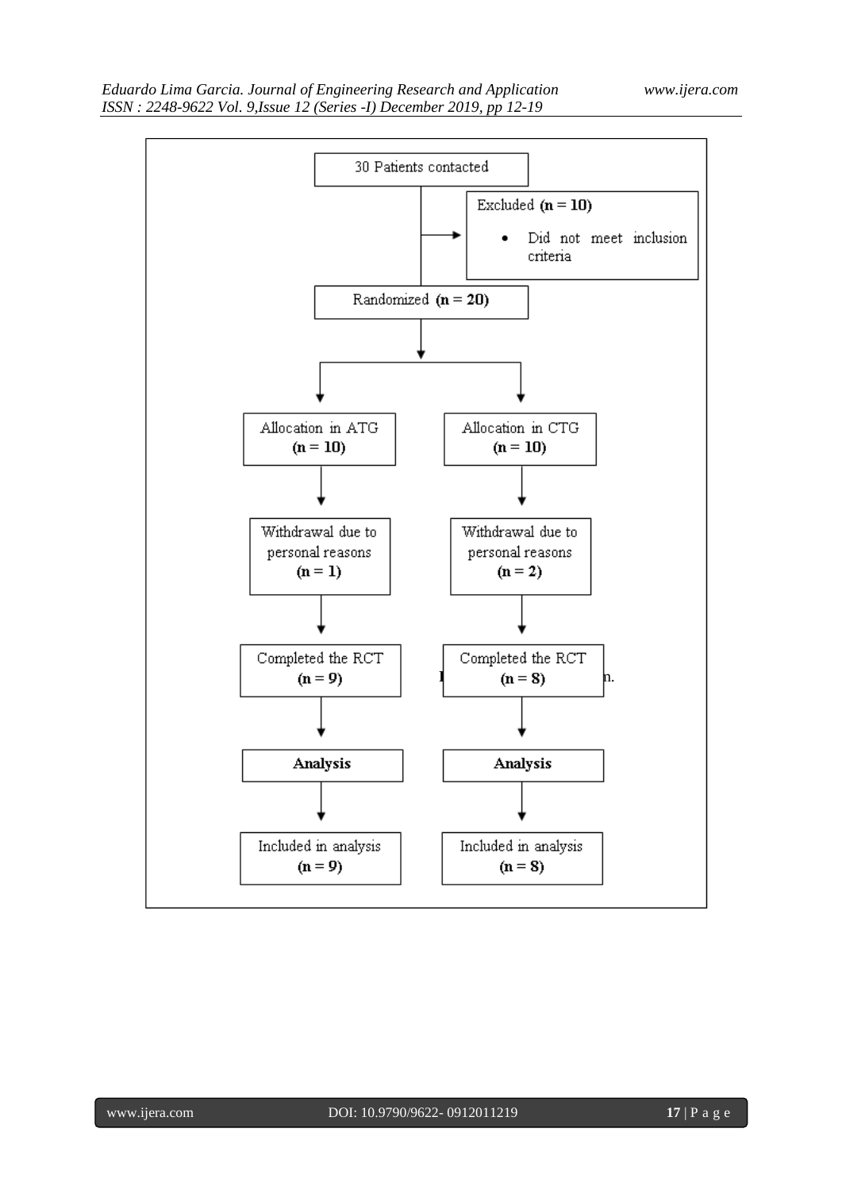30 Patients contacted

Excluded **(n = 10)**

- Did not meet inclusion criteria

Randomized **(n = 20)**

| ATG | CTG |
| --- | --- |
| Allocation in ATG **(n = 10)** | Allocation in CTG **(n = 10)** |
| Withdrawal due to personal reasons **(n = 1)** | Withdrawal due to personal reasons **(n = 2)** |
| Completed the RCT **(n = 9)** | Completed the RCT **(n = 8)** |
| **Analysis** | **Analysis** |
| Included in analysis **(n = 9)** | Included in analysis **(n = 8)** |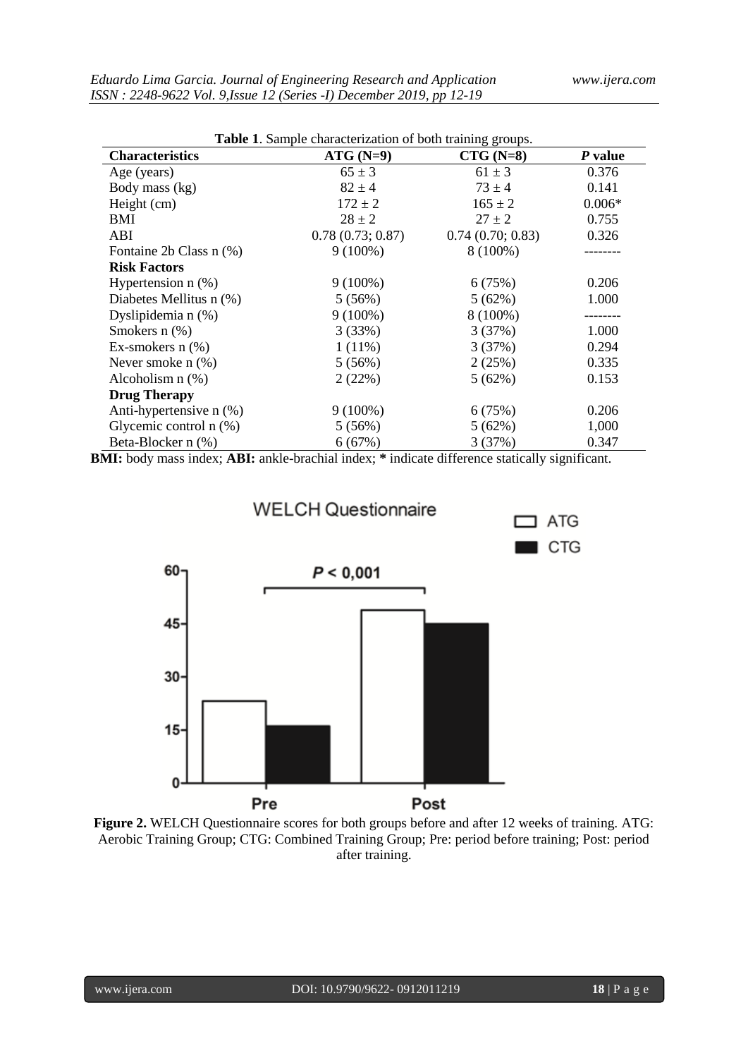**Table 1**. Sample characterization of both training groups.

| Characteristics | ATG (N=9) | CTG (N=8) | *P* value |
|---|---|---|---|
| Age (years) | 65 ± 3 | 61 ± 3 | 0.376 |
| Body mass (kg) | 82 ± 4 | 73 ± 4 | 0.141 |
| Height (cm) | 172 ± 2 | 165 ± 2 | 0.006* |
| BMI | 28 ± 2 | 27 ± 2 | 0.755 |
| ABI | 0.78 (0.73; 0.87) | 0.74 (0.70; 0.83) | 0.326 |
| Fontaine 2b Class n (%) | 9 (100%) | 8 (100%) | -------- |
| **Risk Factors** | | | |
| Hypertension n (%) | 9 (100%) | 6 (75%) | 0.206 |
| Diabetes Mellitus n (%) | 5 (56%) | 5 (62%) | 1.000 |
| Dyslipidemia n (%) | 9 (100%) | 8 (100%) | -------- |
| Smokers n (%) | 3 (33%) | 3 (37%) | 1.000 |
| Ex-smokers n (%) | 1 (11%) | 3 (37%) | 0.294 |
| Never smoke n (%) | 5 (56%) | 2 (25%) | 0.335 |
| Alcoholism n (%) | 2 (22%) | 5 (62%) | 0.153 |
| **Drug Therapy** | | | |
| Anti-hypertensive n (%) | 9 (100%) | 6 (75%) | 0.206 |
| Glycemic control n (%) | 5 (56%) | 5 (62%) | 1,000 |
| Beta-Blocker n (%) | 6 (67%) | 3 (37%) | 0.347 |

**BMI:** body mass index; **ABI:** ankle-brachial index; **\*** indicate difference statically significant.

**Figure 2.** WELCH Questionnaire scores for both groups before and after 12 weeks of training. ATG: Aerobic Training Group; CTG: Combined Training Group; Pre: period before training; Post: period after training.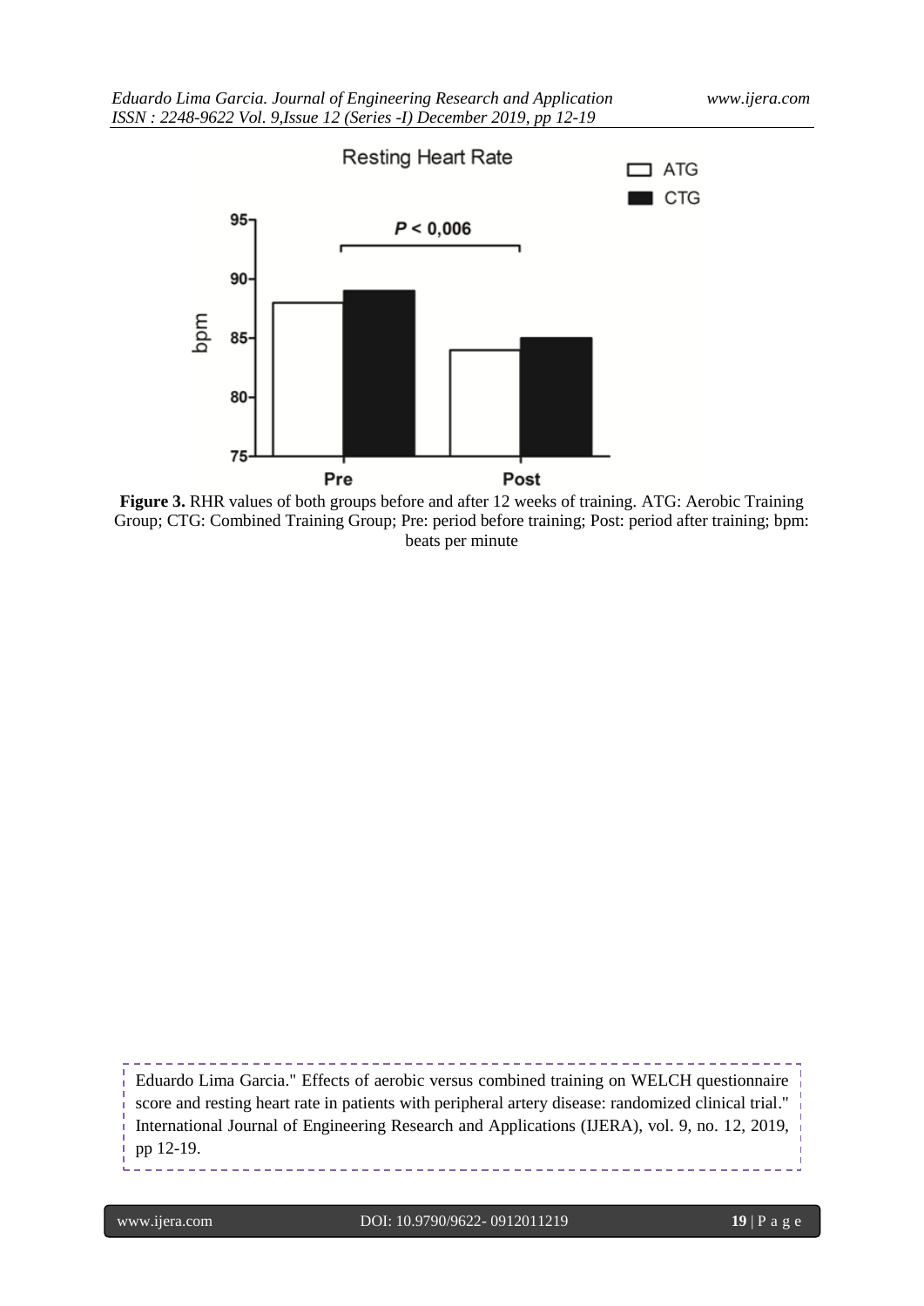Resting Heart Rate

ATG

CTG

P < 0,006

95

90

85

80

75

bpm

Pre

Post

**Figure 3.** RHR values of both groups before and after 12 weeks of training. ATG: Aerobic Training Group; CTG: Combined Training Group; Pre: period before training; Post: period after training; bpm: beats per minute

Eduardo Lima Garcia." Effects of aerobic versus combined training on WELCH questionnaire score and resting heart rate in patients with peripheral artery disease: randomized clinical trial." International Journal of Engineering Research and Applications (IJERA), vol. 9, no. 12, 2019, pp 12-19.